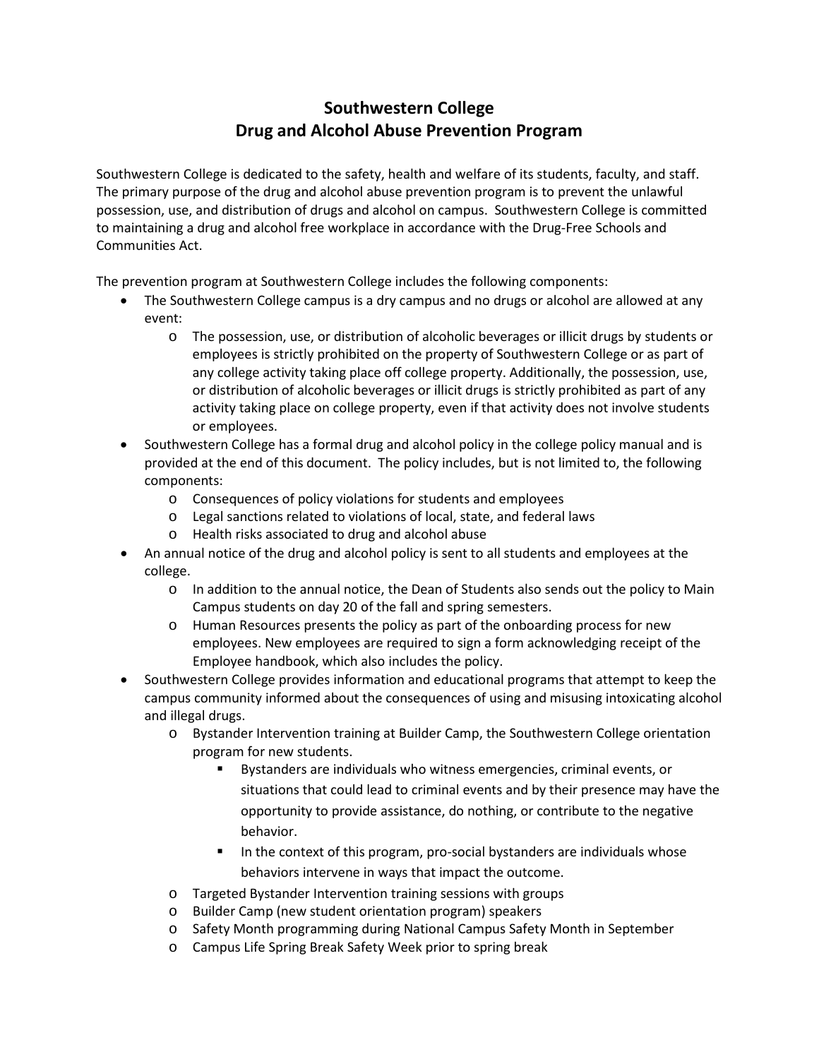# Southwestern College
# Drug and Alcohol Abuse Prevention Program

Southwestern College is dedicated to the safety, health and welfare of its students, faculty, and staff. The primary purpose of the drug and alcohol abuse prevention program is to prevent the unlawful possession, use, and distribution of drugs and alcohol on campus. Southwestern College is committed to maintaining a drug and alcohol free workplace in accordance with the Drug-Free Schools and Communities Act.

The prevention program at Southwestern College includes the following components:

- The Southwestern College campus is a dry campus and no drugs or alcohol are allowed at any event:
  - The possession, use, or distribution of alcoholic beverages or illicit drugs by students or employees is strictly prohibited on the property of Southwestern College or as part of any college activity taking place off college property. Additionally, the possession, use, or distribution of alcoholic beverages or illicit drugs is strictly prohibited as part of any activity taking place on college property, even if that activity does not involve students or employees.
- Southwestern College has a formal drug and alcohol policy in the college policy manual and is provided at the end of this document. The policy includes, but is not limited to, the following components:
  - Consequences of policy violations for students and employees
  - Legal sanctions related to violations of local, state, and federal laws
  - Health risks associated to drug and alcohol abuse
- An annual notice of the drug and alcohol policy is sent to all students and employees at the college.
  - In addition to the annual notice, the Dean of Students also sends out the policy to Main Campus students on day 20 of the fall and spring semesters.
  - Human Resources presents the policy as part of the onboarding process for new employees. New employees are required to sign a form acknowledging receipt of the Employee handbook, which also includes the policy.
- Southwestern College provides information and educational programs that attempt to keep the campus community informed about the consequences of using and misusing intoxicating alcohol and illegal drugs.
  - Bystander Intervention training at Builder Camp, the Southwestern College orientation program for new students.
    - Bystanders are individuals who witness emergencies, criminal events, or situations that could lead to criminal events and by their presence may have the opportunity to provide assistance, do nothing, or contribute to the negative behavior.
    - In the context of this program, pro-social bystanders are individuals whose behaviors intervene in ways that impact the outcome.
  - Targeted Bystander Intervention training sessions with groups
  - Builder Camp (new student orientation program) speakers
  - Safety Month programming during National Campus Safety Month in September
  - Campus Life Spring Break Safety Week prior to spring break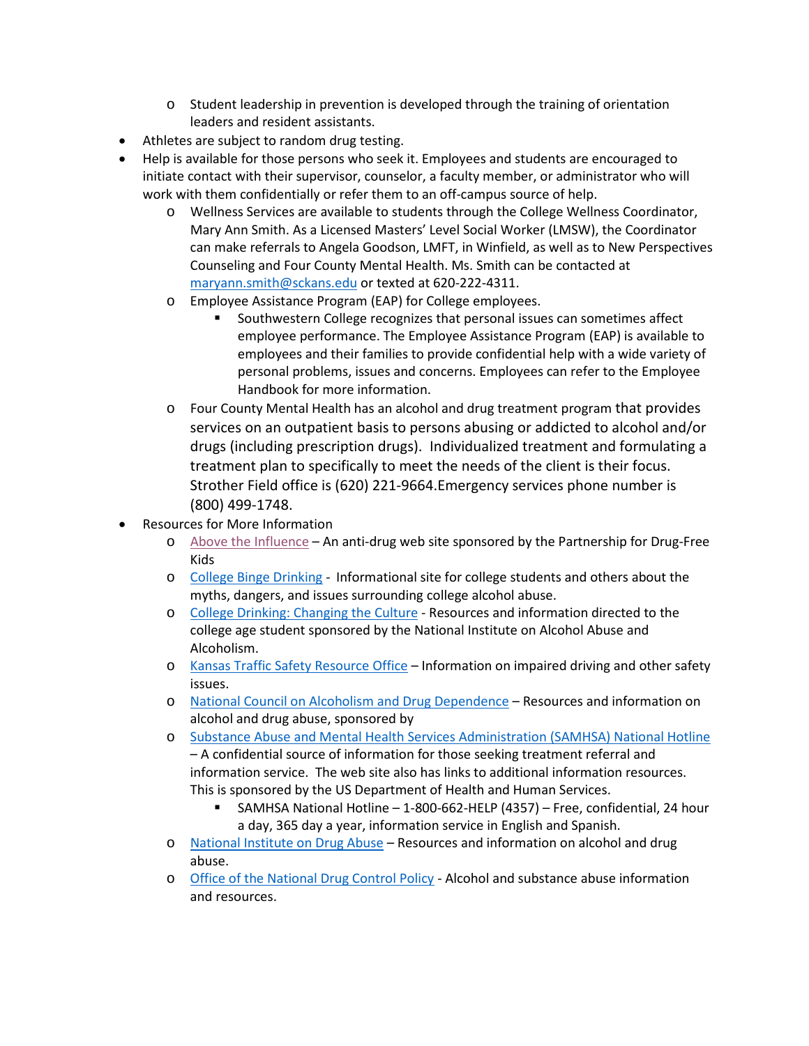- Student leadership in prevention is developed through the training of orientation leaders and resident assistants.
- Athletes are subject to random drug testing.
- Help is available for those persons who seek it. Employees and students are encouraged to initiate contact with their supervisor, counselor, a faculty member, or administrator who will work with them confidentially or refer them to an off-campus source of help.
  - Wellness Services are available to students through the College Wellness Coordinator, Mary Ann Smith. As a Licensed Masters' Level Social Worker (LMSW), the Coordinator can make referrals to Angela Goodson, LMFT, in Winfield, as well as to New Perspectives Counseling and Four County Mental Health. Ms. Smith can be contacted at maryann.smith@sckans.edu or texted at 620-222-4311.
  - Employee Assistance Program (EAP) for College employees.
    - Southwestern College recognizes that personal issues can sometimes affect employee performance. The Employee Assistance Program (EAP) is available to employees and their families to provide confidential help with a wide variety of personal problems, issues and concerns. Employees can refer to the Employee Handbook for more information.
  - Four County Mental Health has an alcohol and drug treatment program that provides services on an outpatient basis to persons abusing or addicted to alcohol and/or drugs (including prescription drugs). Individualized treatment and formulating a treatment plan to specifically to meet the needs of the client is their focus. Strother Field office is (620) 221-9664.Emergency services phone number is (800) 499-1748.
- Resources for More Information
  - Above the Influence – An anti-drug web site sponsored by the Partnership for Drug-Free Kids
  - College Binge Drinking - Informational site for college students and others about the myths, dangers, and issues surrounding college alcohol abuse.
  - College Drinking: Changing the Culture - Resources and information directed to the college age student sponsored by the National Institute on Alcohol Abuse and Alcoholism.
  - Kansas Traffic Safety Resource Office – Information on impaired driving and other safety issues.
  - National Council on Alcoholism and Drug Dependence – Resources and information on alcohol and drug abuse, sponsored by
  - Substance Abuse and Mental Health Services Administration (SAMHSA) National Hotline – A confidential source of information for those seeking treatment referral and information service. The web site also has links to additional information resources. This is sponsored by the US Department of Health and Human Services.
    - SAMHSA National Hotline – 1-800-662-HELP (4357) – Free, confidential, 24 hour a day, 365 day a year, information service in English and Spanish.
  - National Institute on Drug Abuse – Resources and information on alcohol and drug abuse.
  - Office of the National Drug Control Policy - Alcohol and substance abuse information and resources.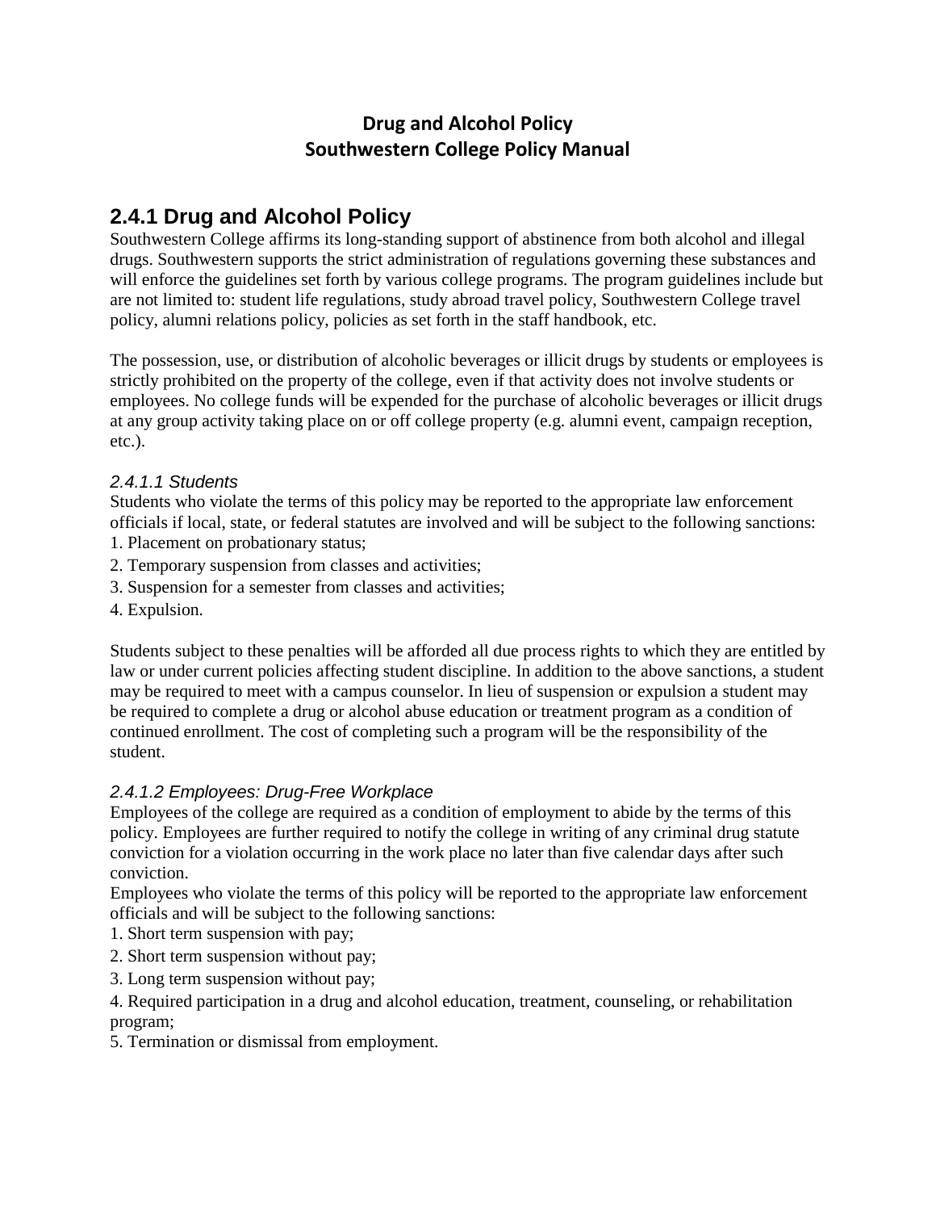# Drug and Alcohol Policy
# Southwestern College Policy Manual

## 2.4.1 Drug and Alcohol Policy

Southwestern College affirms its long-standing support of abstinence from both alcohol and illegal drugs. Southwestern supports the strict administration of regulations governing these substances and will enforce the guidelines set forth by various college programs. The program guidelines include but are not limited to: student life regulations, study abroad travel policy, Southwestern College travel policy, alumni relations policy, policies as set forth in the staff handbook, etc.

The possession, use, or distribution of alcoholic beverages or illicit drugs by students or employees is strictly prohibited on the property of the college, even if that activity does not involve students or employees. No college funds will be expended for the purchase of alcoholic beverages or illicit drugs at any group activity taking place on or off college property (e.g. alumni event, campaign reception, etc.).

### *2.4.1.1 Students*

Students who violate the terms of this policy may be reported to the appropriate law enforcement officials if local, state, or federal statutes are involved and will be subject to the following sanctions:

1. Placement on probationary status;
2. Temporary suspension from classes and activities;
3. Suspension for a semester from classes and activities;
4. Expulsion.

Students subject to these penalties will be afforded all due process rights to which they are entitled by law or under current policies affecting student discipline. In addition to the above sanctions, a student may be required to meet with a campus counselor. In lieu of suspension or expulsion a student may be required to complete a drug or alcohol abuse education or treatment program as a condition of continued enrollment. The cost of completing such a program will be the responsibility of the student.

### *2.4.1.2 Employees: Drug-Free Workplace*

Employees of the college are required as a condition of employment to abide by the terms of this policy. Employees are further required to notify the college in writing of any criminal drug statute conviction for a violation occurring in the work place no later than five calendar days after such conviction.

Employees who violate the terms of this policy will be reported to the appropriate law enforcement officials and will be subject to the following sanctions:

1. Short term suspension with pay;
2. Short term suspension without pay;
3. Long term suspension without pay;
4. Required participation in a drug and alcohol education, treatment, counseling, or rehabilitation program;
5. Termination or dismissal from employment.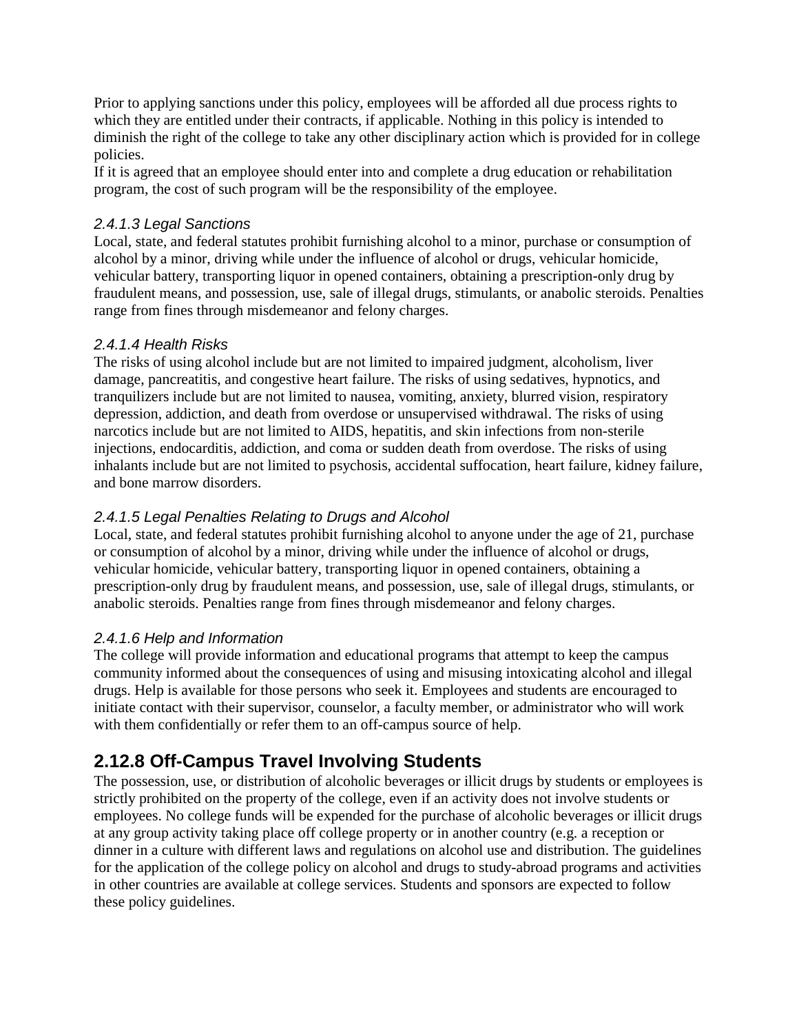Prior to applying sanctions under this policy, employees will be afforded all due process rights to which they are entitled under their contracts, if applicable. Nothing in this policy is intended to diminish the right of the college to take any other disciplinary action which is provided for in college policies.
If it is agreed that an employee should enter into and complete a drug education or rehabilitation program, the cost of such program will be the responsibility of the employee.

#### *2.4.1.3 Legal Sanctions*

Local, state, and federal statutes prohibit furnishing alcohol to a minor, purchase or consumption of alcohol by a minor, driving while under the influence of alcohol or drugs, vehicular homicide, vehicular battery, transporting liquor in opened containers, obtaining a prescription-only drug by fraudulent means, and possession, use, sale of illegal drugs, stimulants, or anabolic steroids. Penalties range from fines through misdemeanor and felony charges.

#### *2.4.1.4 Health Risks*

The risks of using alcohol include but are not limited to impaired judgment, alcoholism, liver damage, pancreatitis, and congestive heart failure. The risks of using sedatives, hypnotics, and tranquilizers include but are not limited to nausea, vomiting, anxiety, blurred vision, respiratory depression, addiction, and death from overdose or unsupervised withdrawal. The risks of using narcotics include but are not limited to AIDS, hepatitis, and skin infections from non-sterile injections, endocarditis, addiction, and coma or sudden death from overdose. The risks of using inhalants include but are not limited to psychosis, accidental suffocation, heart failure, kidney failure, and bone marrow disorders.

#### *2.4.1.5 Legal Penalties Relating to Drugs and Alcohol*

Local, state, and federal statutes prohibit furnishing alcohol to anyone under the age of 21, purchase or consumption of alcohol by a minor, driving while under the influence of alcohol or drugs, vehicular homicide, vehicular battery, transporting liquor in opened containers, obtaining a prescription-only drug by fraudulent means, and possession, use, sale of illegal drugs, stimulants, or anabolic steroids. Penalties range from fines through misdemeanor and felony charges.

#### *2.4.1.6 Help and Information*

The college will provide information and educational programs that attempt to keep the campus community informed about the consequences of using and misusing intoxicating alcohol and illegal drugs. Help is available for those persons who seek it. Employees and students are encouraged to initiate contact with their supervisor, counselor, a faculty member, or administrator who will work with them confidentially or refer them to an off-campus source of help.

## 2.12.8 Off-Campus Travel Involving Students

The possession, use, or distribution of alcoholic beverages or illicit drugs by students or employees is strictly prohibited on the property of the college, even if an activity does not involve students or employees. No college funds will be expended for the purchase of alcoholic beverages or illicit drugs at any group activity taking place off college property or in another country (e.g. a reception or dinner in a culture with different laws and regulations on alcohol use and distribution. The guidelines for the application of the college policy on alcohol and drugs to study-abroad programs and activities in other countries are available at college services. Students and sponsors are expected to follow these policy guidelines.